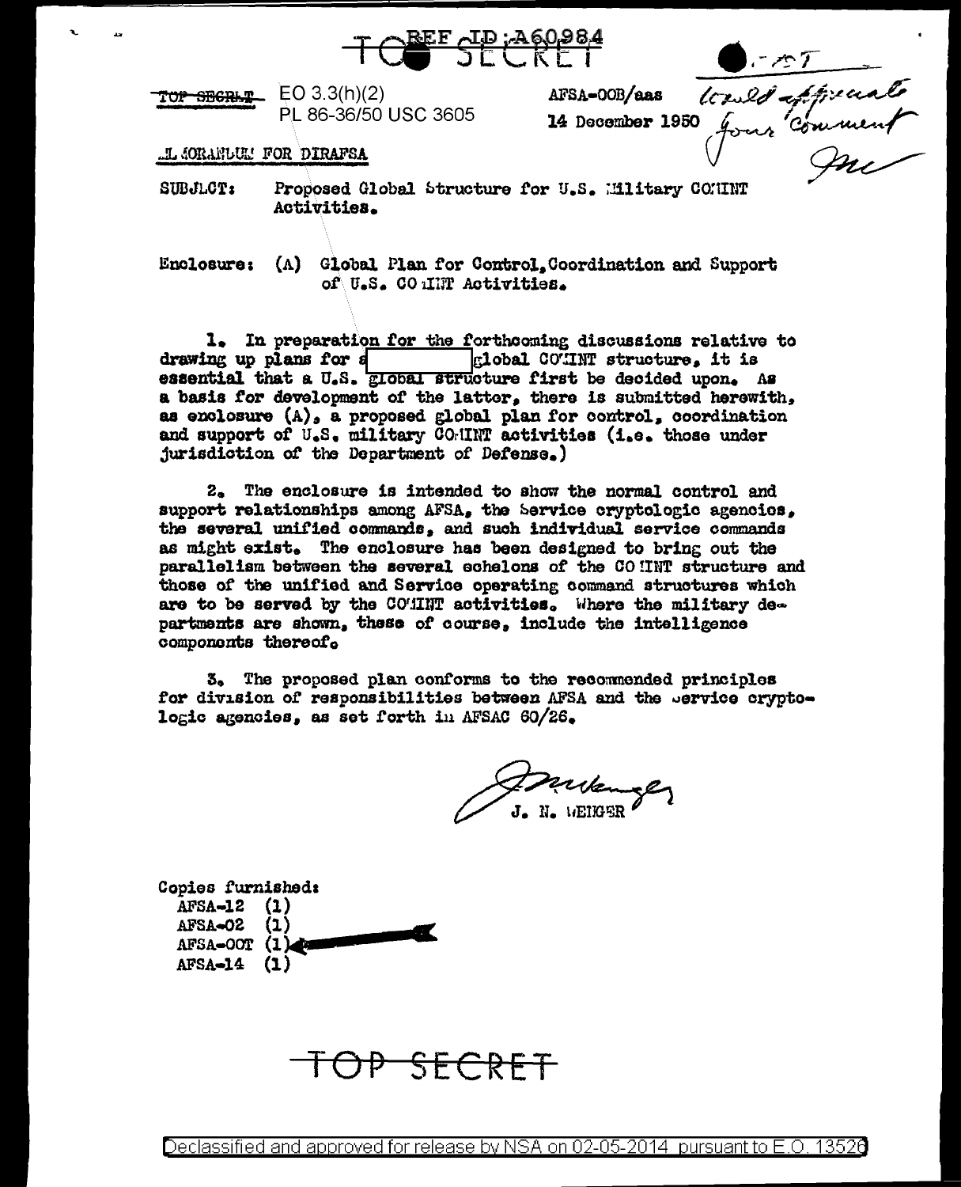REF ID:A60984

TOP SECRET

TOP SECRET EO 3.3(h)(2)
PL 86-36/50 USC 3605

AFSA-00B/aas
14 December 1950

Would appreciate your comment
Jnc

MEMORANDUM FOR DIRAFSA

SUBJECT: Proposed Global Structure for U.S. Military COMINT Activities.

Enclosure: (A) Global Plan for Control, Coordination and Support of U.S. COMINT Activities.

1. In preparation for the forthcoming discussions relative to drawing up plans for a [          ] global COMINT structure, it is essential that a U.S. global structure first be decided upon. As a basis for development of the latter, there is submitted herewith, as enclosure (A), a proposed global plan for control, coordination and support of U.S. military COMINT activities (i.e. those under jurisdiction of the Department of Defense.)

2. The enclosure is intended to show the normal control and support relationships among AFSA, the Service cryptologic agencies, the several unified commands, and such individual service commands as might exist. The enclosure has been designed to bring out the parallelism between the several echelons of the COMINT structure and those of the unified and Service operating command structures which are to be served by the COMINT activities. Where the military departments are shown, these of course, include the intelligence components thereof.

3. The proposed plan conforms to the recommended principles for division of responsibilities between AFSA and the Service cryptologic agencies, as set forth in AFSAC 60/26.

J. N. WENGER

Copies furnished:
AFSA-12 (1)
AFSA-02 (1)
AFSA-00T (1)
AFSA-14 (1)

TOP SECRET

Declassified and approved for release by NSA on 02-05-2014 pursuant to E.O. 13526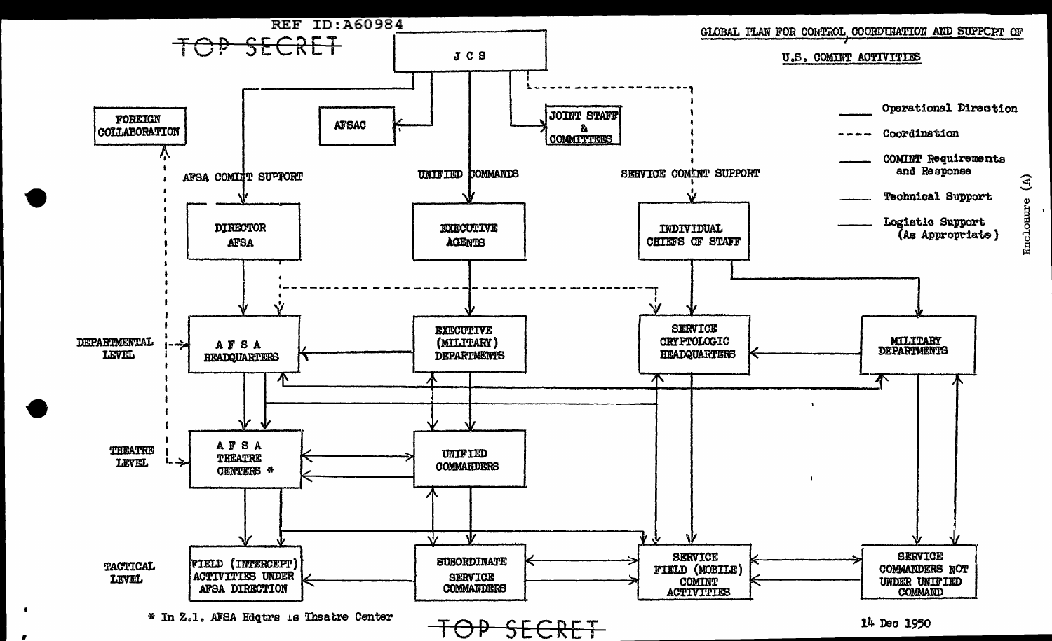REF ID:A60984

~~TOP SECRET~~

GLOBAL PLAN FOR CONTROL, COORDINATION AND SUPPORT OF

U.S. COMINT ACTIVITIES

Enclosure (A)

JCS

AFSAC

JOINT STAFF & COMMITTEES

FOREIGN COLLABORATION

AFSA COMINT SUPPORT

UNIFIED COMMANDS

SERVICE COMINT SUPPORT

Operational Direction

Coordination

COMINT Requirements and Response

Technical Support

Logistic Support (As Appropriate)

DIRECTOR AFSA

EXECUTIVE AGENTS

INDIVIDUAL CHIEFS OF STAFF

DEPARTMENTAL LEVEL

AFSA HEADQUARTERS

EXECUTIVE (MILITARY) DEPARTMENTS

SERVICE CRYPTOLOGIC HEADQUARTERS

MILITARY DEPARTMENTS

THEATRE LEVEL

AFSA THEATRE CENTERS *

UNIFIED COMMANDERS

TACTICAL LEVEL

FIELD (INTERCEPT) ACTIVITIES UNDER AFSA DIRECTION

SUBORDINATE SERVICE COMMANDERS

SERVICE FIELD (MOBILE) COMINT ACTIVITIES

SERVICE COMMANDERS NOT UNDER UNIFIED COMMAND

* In Z.I. AFSA Hdqtrs is Theatre Center

~~TOP SECRET~~

14 Dec 1950